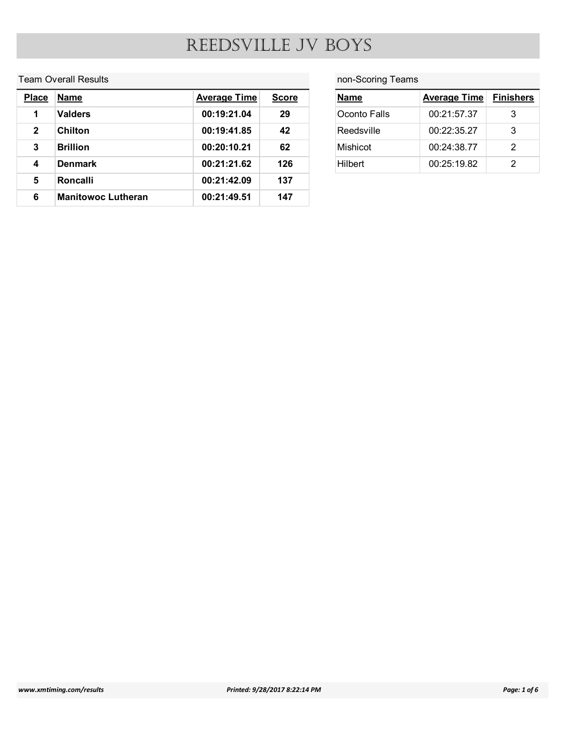# REEDSVILLE JV BOYS

Team Overall Results

| Place | Name | Average Time | Score |
|---|---|---|---|
| 1 | **Valders** | **00:19:21.04** | **29** |
| 2 | **Chilton** | **00:19:41.85** | **42** |
| 3 | **Brillion** | **00:20:10.21** | **62** |
| 4 | **Denmark** | **00:21:21.62** | **126** |
| 5 | **Roncalli** | **00:21:42.09** | **137** |
| 6 | **Manitowoc Lutheran** | **00:21:49.51** | **147** |

non-Scoring Teams

| Name | Average Time | Finishers |
|---|---|---|
| Oconto Falls | 00:21:57.37 | 3 |
| Reedsville | 00:22:35.27 | 3 |
| Mishicot | 00:24:38.77 | 2 |
| Hilbert | 00:25:19.82 | 2 |

*www.xmtiming.com/results* *Printed: 9/28/2017 8:22:14 PM*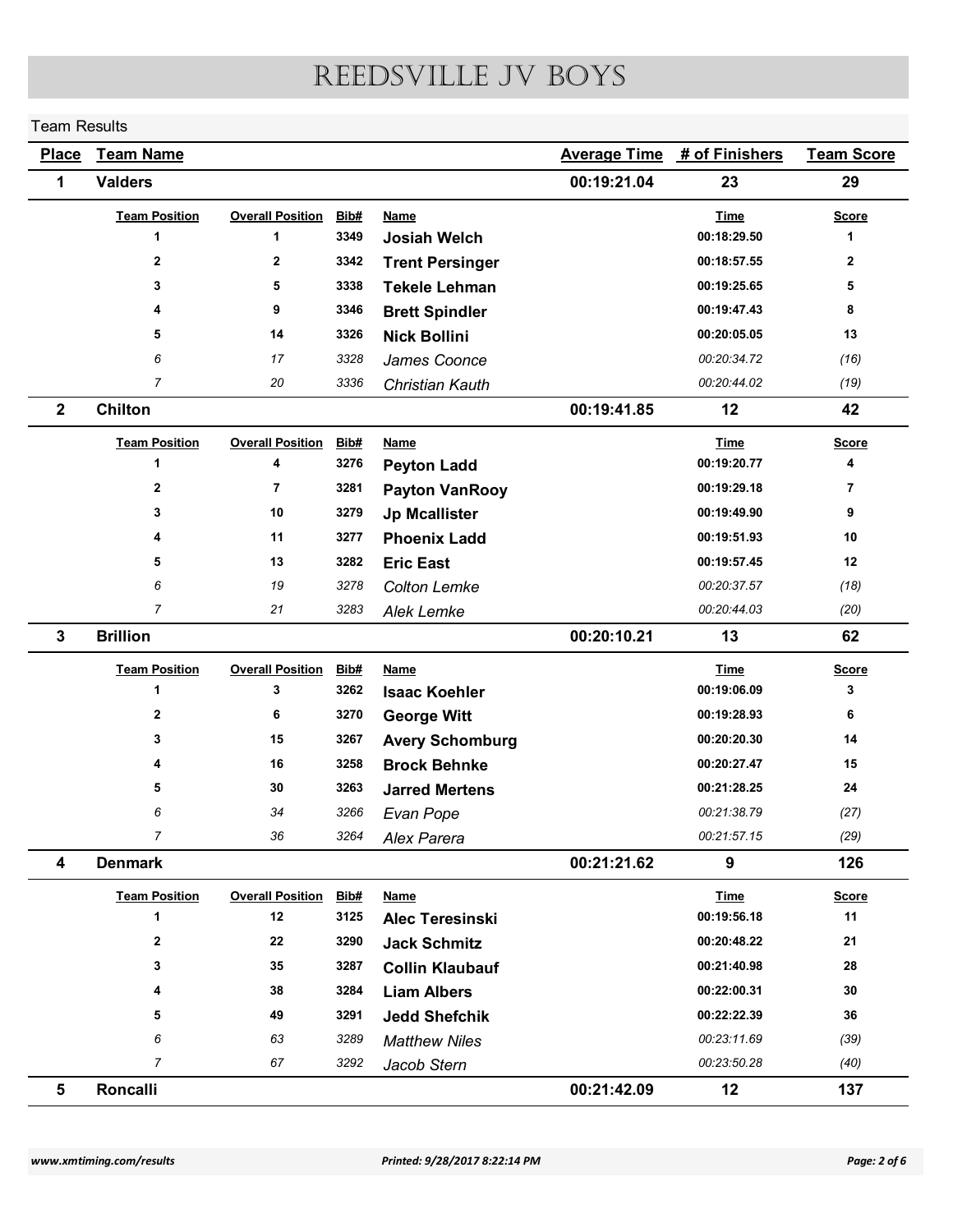# REEDSVILLE JV BOYS

Team Results

| Place | Team Name | Average Time | # of Finishers | Team Score |
|---|---|---|---|---|
| 1 | Valders | 00:19:21.04 | 23 | 29 |

| Team Position | Overall Position | Bib# | Name | Time | Score |
|---|---|---|---|---|---|
| 1 | 1 | 3349 | **Josiah Welch** | 00:18:29.50 | 1 |
| 2 | 2 | 3342 | **Trent Persinger** | 00:18:57.55 | 2 |
| 3 | 5 | 3338 | **Tekele Lehman** | 00:19:25.65 | 5 |
| 4 | 9 | 3346 | **Brett Spindler** | 00:19:47.43 | 8 |
| 5 | 14 | 3326 | **Nick Bollini** | 00:20:05.05 | 13 |
| *6* | *17* | *3328* | *James Coonce* | *00:20:34.72* | *(16)* |
| *7* | *20* | *3336* | *Christian Kauth* | *00:20:44.02* | *(19)* |

| Place | Team Name | Average Time | # of Finishers | Team Score |
|---|---|---|---|---|
| 2 | Chilton | 00:19:41.85 | 12 | 42 |

| Team Position | Overall Position | Bib# | Name | Time | Score |
|---|---|---|---|---|---|
| 1 | 4 | 3276 | **Peyton Ladd** | 00:19:20.77 | 4 |
| 2 | 7 | 3281 | **Payton VanRooy** | 00:19:29.18 | 7 |
| 3 | 10 | 3279 | **Jp Mcallister** | 00:19:49.90 | 9 |
| 4 | 11 | 3277 | **Phoenix Ladd** | 00:19:51.93 | 10 |
| 5 | 13 | 3282 | **Eric East** | 00:19:57.45 | 12 |
| *6* | *19* | *3278* | *Colton Lemke* | *00:20:37.57* | *(18)* |
| *7* | *21* | *3283* | *Alek Lemke* | *00:20:44.03* | *(20)* |

| Place | Team Name | Average Time | # of Finishers | Team Score |
|---|---|---|---|---|
| 3 | Brillion | 00:20:10.21 | 13 | 62 |

| Team Position | Overall Position | Bib# | Name | Time | Score |
|---|---|---|---|---|---|
| 1 | 3 | 3262 | **Isaac Koehler** | 00:19:06.09 | 3 |
| 2 | 6 | 3270 | **George Witt** | 00:19:28.93 | 6 |
| 3 | 15 | 3267 | **Avery Schomburg** | 00:20:20.30 | 14 |
| 4 | 16 | 3258 | **Brock Behnke** | 00:20:27.47 | 15 |
| 5 | 30 | 3263 | **Jarred Mertens** | 00:21:28.25 | 24 |
| *6* | *34* | *3266* | *Evan Pope* | *00:21:38.79* | *(27)* |
| *7* | *36* | *3264* | *Alex Parera* | *00:21:57.15* | *(29)* |

| Place | Team Name | Average Time | # of Finishers | Team Score |
|---|---|---|---|---|
| 4 | Denmark | 00:21:21.62 | 9 | 126 |

| Team Position | Overall Position | Bib# | Name | Time | Score |
|---|---|---|---|---|---|
| 1 | 12 | 3125 | **Alec Teresinski** | 00:19:56.18 | 11 |
| 2 | 22 | 3290 | **Jack Schmitz** | 00:20:48.22 | 21 |
| 3 | 35 | 3287 | **Collin Klaubauf** | 00:21:40.98 | 28 |
| 4 | 38 | 3284 | **Liam Albers** | 00:22:00.31 | 30 |
| 5 | 49 | 3291 | **Jedd Shefchik** | 00:22:22.39 | 36 |
| *6* | *63* | *3289* | *Matthew Niles* | *00:23:11.69* | *(39)* |
| *7* | *67* | *3292* | *Jacob Stern* | *00:23:50.28* | *(40)* |

| Place | Team Name | Average Time | # of Finishers | Team Score |
|---|---|---|---|---|
| 5 | Roncalli | 00:21:42.09 | 12 | 137 |

www.xmtiming.com/results    Printed: 9/28/2017 8:22:14 PM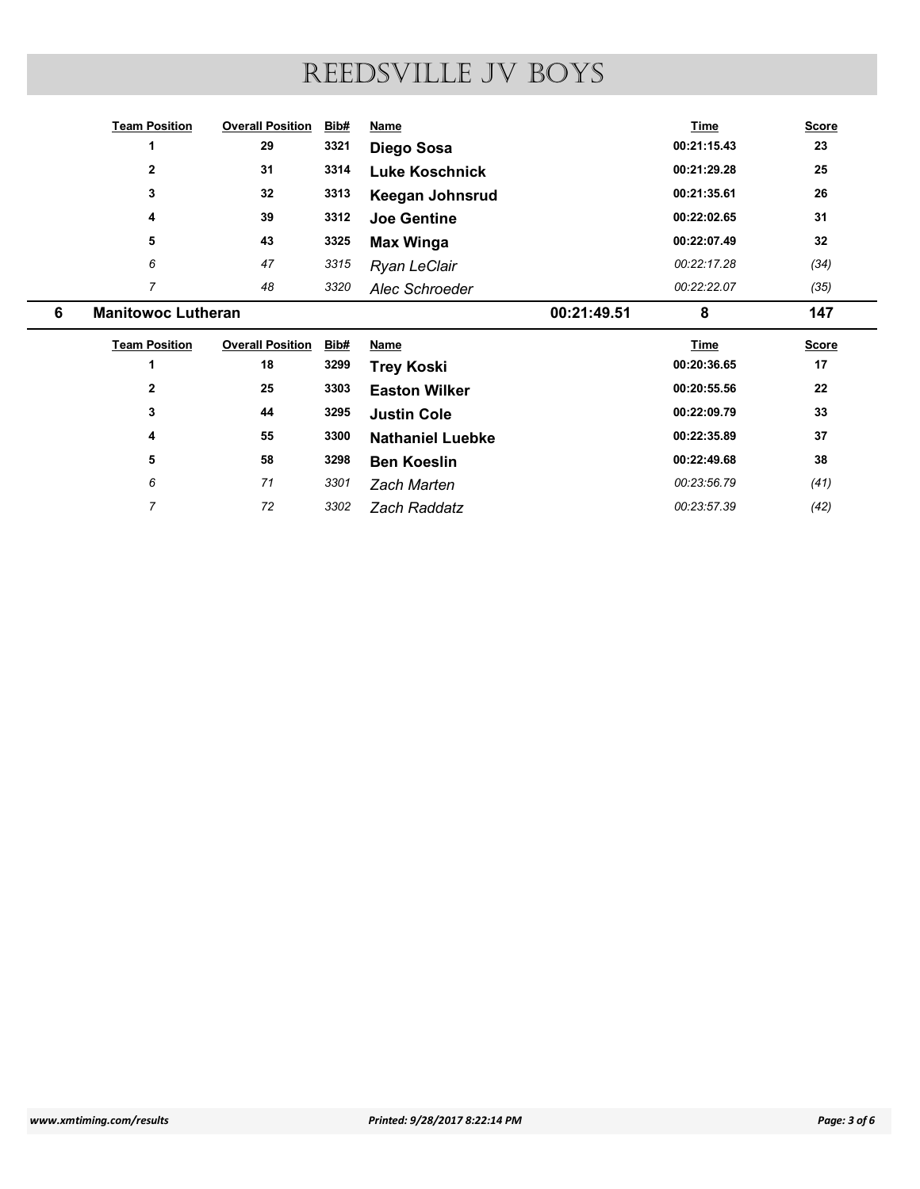# REEDSVILLE JV BOYS

| Team Position | Overall Position | Bib# | Name | Time | Score |
|---|---|---|---|---|---|
| 1 | 29 | 3321 | **Diego Sosa** | 00:21:15.43 | 23 |
| 2 | 31 | 3314 | **Luke Koschnick** | 00:21:29.28 | 25 |
| 3 | 32 | 3313 | **Keegan Johnsrud** | 00:21:35.61 | 26 |
| 4 | 39 | 3312 | **Joe Gentine** | 00:22:02.65 | 31 |
| 5 | 43 | 3325 | **Max Winga** | 00:22:07.49 | 32 |
| *6* | *47* | *3315* | *Ryan LeClair* | *00:22:17.28* | *(34)* |
| *7* | *48* | *3320* | *Alec Schroeder* | *00:22:22.07* | *(35)* |

## 6 Manitowoc Lutheran — 00:21:49.51 — 8 — 147

| Team Position | Overall Position | Bib# | Name | Time | Score |
|---|---|---|---|---|---|
| 1 | 18 | 3299 | **Trey Koski** | 00:20:36.65 | 17 |
| 2 | 25 | 3303 | **Easton Wilker** | 00:20:55.56 | 22 |
| 3 | 44 | 3295 | **Justin Cole** | 00:22:09.79 | 33 |
| 4 | 55 | 3300 | **Nathaniel Luebke** | 00:22:35.89 | 37 |
| 5 | 58 | 3298 | **Ben Koeslin** | 00:22:49.68 | 38 |
| *6* | *71* | *3301* | *Zach Marten* | *00:23:56.79* | *(41)* |
| *7* | *72* | *3302* | *Zach Raddatz* | *00:23:57.39* | *(42)* |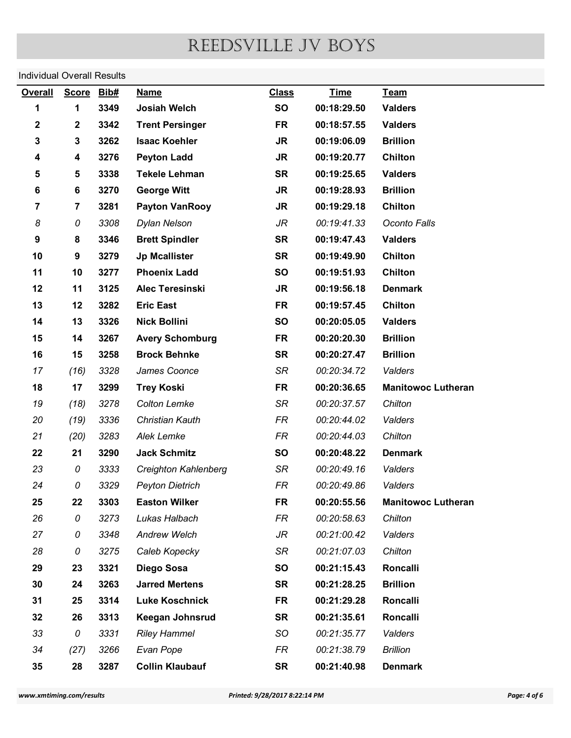# REEDSVILLE JV BOYS

Individual Overall Results

| Overall | Score | Bib# | Name | Class | Time | Team |
|---|---|---|---|---|---|---|
| **1** | **1** | **3349** | **Josiah Welch** | **SO** | **00:18:29.50** | **Valders** |
| **2** | **2** | **3342** | **Trent Persinger** | **FR** | **00:18:57.55** | **Valders** |
| **3** | **3** | **3262** | **Isaac Koehler** | **JR** | **00:19:06.09** | **Brillion** |
| **4** | **4** | **3276** | **Peyton Ladd** | **JR** | **00:19:20.77** | **Chilton** |
| **5** | **5** | **3338** | **Tekele Lehman** | **SR** | **00:19:25.65** | **Valders** |
| **6** | **6** | **3270** | **George Witt** | **JR** | **00:19:28.93** | **Brillion** |
| **7** | **7** | **3281** | **Payton VanRooy** | **JR** | **00:19:29.18** | **Chilton** |
| *8* | *0* | *3308* | *Dylan Nelson* | *JR* | *00:19:41.33* | *Oconto Falls* |
| **9** | **8** | **3346** | **Brett Spindler** | **SR** | **00:19:47.43** | **Valders** |
| **10** | **9** | **3279** | **Jp Mcallister** | **SR** | **00:19:49.90** | **Chilton** |
| **11** | **10** | **3277** | **Phoenix Ladd** | **SO** | **00:19:51.93** | **Chilton** |
| **12** | **11** | **3125** | **Alec Teresinski** | **JR** | **00:19:56.18** | **Denmark** |
| **13** | **12** | **3282** | **Eric East** | **FR** | **00:19:57.45** | **Chilton** |
| **14** | **13** | **3326** | **Nick Bollini** | **SO** | **00:20:05.05** | **Valders** |
| **15** | **14** | **3267** | **Avery Schomburg** | **FR** | **00:20:20.30** | **Brillion** |
| **16** | **15** | **3258** | **Brock Behnke** | **SR** | **00:20:27.47** | **Brillion** |
| *17* | *(16)* | *3328* | *James Coonce* | *SR* | *00:20:34.72* | *Valders* |
| **18** | **17** | **3299** | **Trey Koski** | **FR** | **00:20:36.65** | **Manitowoc Lutheran** |
| *19* | *(18)* | *3278* | *Colton Lemke* | *SR* | *00:20:37.57* | *Chilton* |
| *20* | *(19)* | *3336* | *Christian Kauth* | *FR* | *00:20:44.02* | *Valders* |
| *21* | *(20)* | *3283* | *Alek Lemke* | *FR* | *00:20:44.03* | *Chilton* |
| **22** | **21** | **3290** | **Jack Schmitz** | **SO** | **00:20:48.22** | **Denmark** |
| *23* | *0* | *3333* | *Creighton Kahlenberg* | *SR* | *00:20:49.16* | *Valders* |
| *24* | *0* | *3329* | *Peyton Dietrich* | *FR* | *00:20:49.86* | *Valders* |
| **25** | **22** | **3303** | **Easton Wilker** | **FR** | **00:20:55.56** | **Manitowoc Lutheran** |
| *26* | *0* | *3273* | *Lukas Halbach* | *FR* | *00:20:58.63* | *Chilton* |
| *27* | *0* | *3348* | *Andrew Welch* | *JR* | *00:21:00.42* | *Valders* |
| *28* | *0* | *3275* | *Caleb Kopecky* | *SR* | *00:21:07.03* | *Chilton* |
| **29** | **23** | **3321** | **Diego Sosa** | **SO** | **00:21:15.43** | **Roncalli** |
| **30** | **24** | **3263** | **Jarred Mertens** | **SR** | **00:21:28.25** | **Brillion** |
| **31** | **25** | **3314** | **Luke Koschnick** | **FR** | **00:21:29.28** | **Roncalli** |
| **32** | **26** | **3313** | **Keegan Johnsrud** | **SR** | **00:21:35.61** | **Roncalli** |
| *33* | *0* | *3331* | *Riley Hammel* | *SO* | *00:21:35.77* | *Valders* |
| *34* | *(27)* | *3266* | *Evan Pope* | *FR* | *00:21:38.79* | *Brillion* |
| **35** | **28** | **3287** | **Collin Klaubauf** | **SR** | **00:21:40.98** | **Denmark** |

*www.xmtiming.com/results* *Printed: 9/28/2017 8:22:14 PM*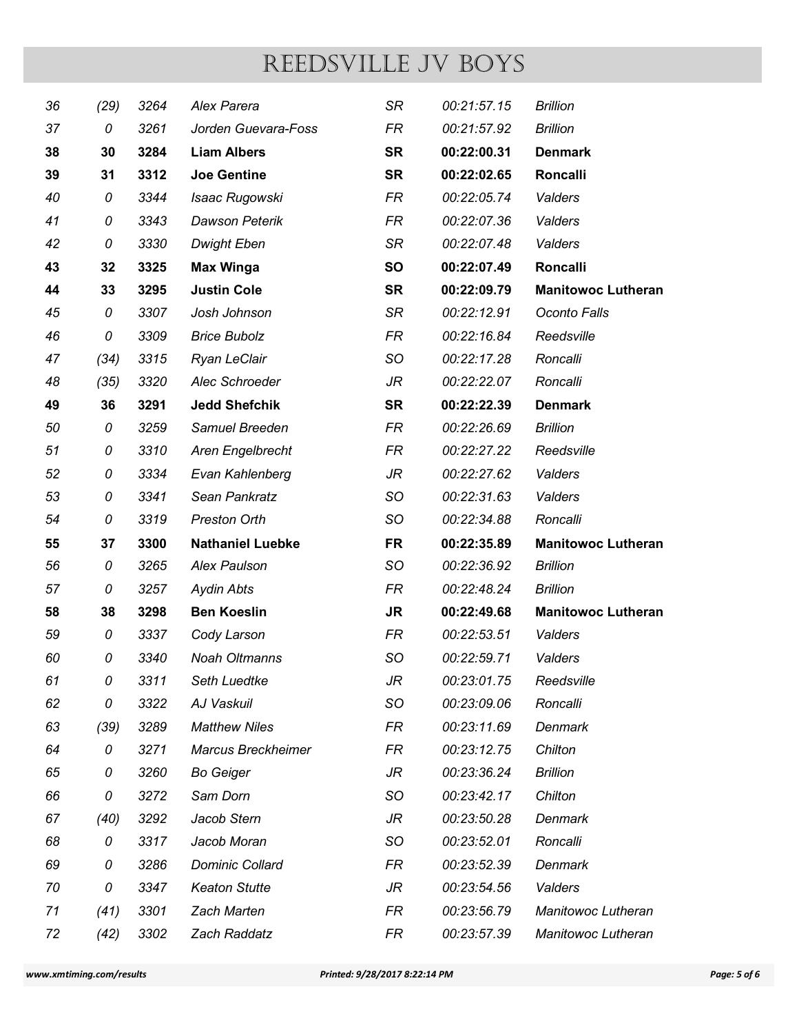# REEDSVILLE JV BOYS

| | | | | | | |
|---|---|---|---|---|---|---|
| *36* | *(29)* | *3264* | *Alex Parera* | *SR* | *00:21:57.15* | *Brillion* |
| *37* | *0* | *3261* | *Jorden Guevara-Foss* | *FR* | *00:21:57.92* | *Brillion* |
| **38** | **30** | **3284** | **Liam Albers** | **SR** | **00:22:00.31** | **Denmark** |
| **39** | **31** | **3312** | **Joe Gentine** | **SR** | **00:22:02.65** | **Roncalli** |
| *40* | *0* | *3344* | *Isaac Rugowski* | *FR* | *00:22:05.74* | *Valders* |
| *41* | *0* | *3343* | *Dawson Peterik* | *FR* | *00:22:07.36* | *Valders* |
| *42* | *0* | *3330* | *Dwight Eben* | *SR* | *00:22:07.48* | *Valders* |
| **43** | **32** | **3325** | **Max Winga** | **SO** | **00:22:07.49** | **Roncalli** |
| **44** | **33** | **3295** | **Justin Cole** | **SR** | **00:22:09.79** | **Manitowoc Lutheran** |
| *45* | *0* | *3307* | *Josh Johnson* | *SR* | *00:22:12.91* | *Oconto Falls* |
| *46* | *0* | *3309* | *Brice Bubolz* | *FR* | *00:22:16.84* | *Reedsville* |
| *47* | *(34)* | *3315* | *Ryan LeClair* | *SO* | *00:22:17.28* | *Roncalli* |
| *48* | *(35)* | *3320* | *Alec Schroeder* | *JR* | *00:22:22.07* | *Roncalli* |
| **49** | **36** | **3291** | **Jedd Shefchik** | **SR** | **00:22:22.39** | **Denmark** |
| *50* | *0* | *3259* | *Samuel Breeden* | *FR* | *00:22:26.69* | *Brillion* |
| *51* | *0* | *3310* | *Aren Engelbrecht* | *FR* | *00:22:27.22* | *Reedsville* |
| *52* | *0* | *3334* | *Evan Kahlenberg* | *JR* | *00:22:27.62* | *Valders* |
| *53* | *0* | *3341* | *Sean Pankratz* | *SO* | *00:22:31.63* | *Valders* |
| *54* | *0* | *3319* | *Preston Orth* | *SO* | *00:22:34.88* | *Roncalli* |
| **55** | **37** | **3300** | **Nathaniel Luebke** | **FR** | **00:22:35.89** | **Manitowoc Lutheran** |
| *56* | *0* | *3265* | *Alex Paulson* | *SO* | *00:22:36.92* | *Brillion* |
| *57* | *0* | *3257* | *Aydin Abts* | *FR* | *00:22:48.24* | *Brillion* |
| **58** | **38** | **3298** | **Ben Koeslin** | **JR** | **00:22:49.68** | **Manitowoc Lutheran** |
| *59* | *0* | *3337* | *Cody Larson* | *FR* | *00:22:53.51* | *Valders* |
| *60* | *0* | *3340* | *Noah Oltmanns* | *SO* | *00:22:59.71* | *Valders* |
| *61* | *0* | *3311* | *Seth Luedtke* | *JR* | *00:23:01.75* | *Reedsville* |
| *62* | *0* | *3322* | *AJ Vaskuil* | *SO* | *00:23:09.06* | *Roncalli* |
| *63* | *(39)* | *3289* | *Matthew Niles* | *FR* | *00:23:11.69* | *Denmark* |
| *64* | *0* | *3271* | *Marcus Breckheimer* | *FR* | *00:23:12.75* | *Chilton* |
| *65* | *0* | *3260* | *Bo Geiger* | *JR* | *00:23:36.24* | *Brillion* |
| *66* | *0* | *3272* | *Sam Dorn* | *SO* | *00:23:42.17* | *Chilton* |
| *67* | *(40)* | *3292* | *Jacob Stern* | *JR* | *00:23:50.28* | *Denmark* |
| *68* | *0* | *3317* | *Jacob Moran* | *SO* | *00:23:52.01* | *Roncalli* |
| *69* | *0* | *3286* | *Dominic Collard* | *FR* | *00:23:52.39* | *Denmark* |
| *70* | *0* | *3347* | *Keaton Stutte* | *JR* | *00:23:54.56* | *Valders* |
| *71* | *(41)* | *3301* | *Zach Marten* | *FR* | *00:23:56.79* | *Manitowoc Lutheran* |
| *72* | *(42)* | *3302* | *Zach Raddatz* | *FR* | *00:23:57.39* | *Manitowoc Lutheran* |

*www.xmtiming.com/results* *Printed: 9/28/2017 8:22:14 PM*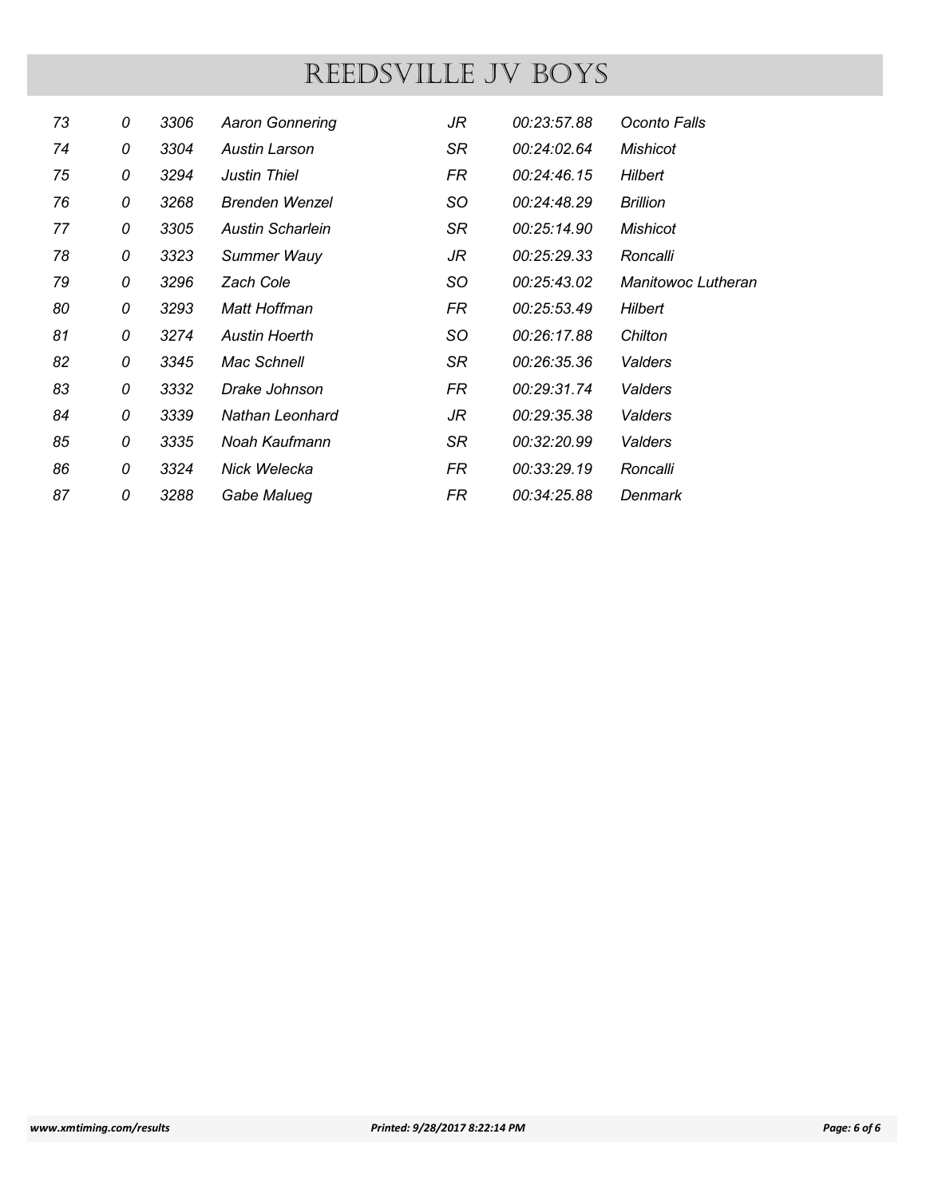# REEDSVILLE JV BOYS

| | | | | | | |
|---|---|---|---|---|---|---|
| 73 | 0 | 3306 | Aaron Gonnering | JR | 00:23:57.88 | Oconto Falls |
| 74 | 0 | 3304 | Austin Larson | SR | 00:24:02.64 | Mishicot |
| 75 | 0 | 3294 | Justin Thiel | FR | 00:24:46.15 | Hilbert |
| 76 | 0 | 3268 | Brenden Wenzel | SO | 00:24:48.29 | Brillion |
| 77 | 0 | 3305 | Austin Scharlein | SR | 00:25:14.90 | Mishicot |
| 78 | 0 | 3323 | Summer Wauy | JR | 00:25:29.33 | Roncalli |
| 79 | 0 | 3296 | Zach Cole | SO | 00:25:43.02 | Manitowoc Lutheran |
| 80 | 0 | 3293 | Matt Hoffman | FR | 00:25:53.49 | Hilbert |
| 81 | 0 | 3274 | Austin Hoerth | SO | 00:26:17.88 | Chilton |
| 82 | 0 | 3345 | Mac Schnell | SR | 00:26:35.36 | Valders |
| 83 | 0 | 3332 | Drake Johnson | FR | 00:29:31.74 | Valders |
| 84 | 0 | 3339 | Nathan Leonhard | JR | 00:29:35.38 | Valders |
| 85 | 0 | 3335 | Noah Kaufmann | SR | 00:32:20.99 | Valders |
| 86 | 0 | 3324 | Nick Welecka | FR | 00:33:29.19 | Roncalli |
| 87 | 0 | 3288 | Gabe Malueg | FR | 00:34:25.88 | Denmark |

www.xmtiming.com/results Printed: 9/28/2017 8:22:14 PM